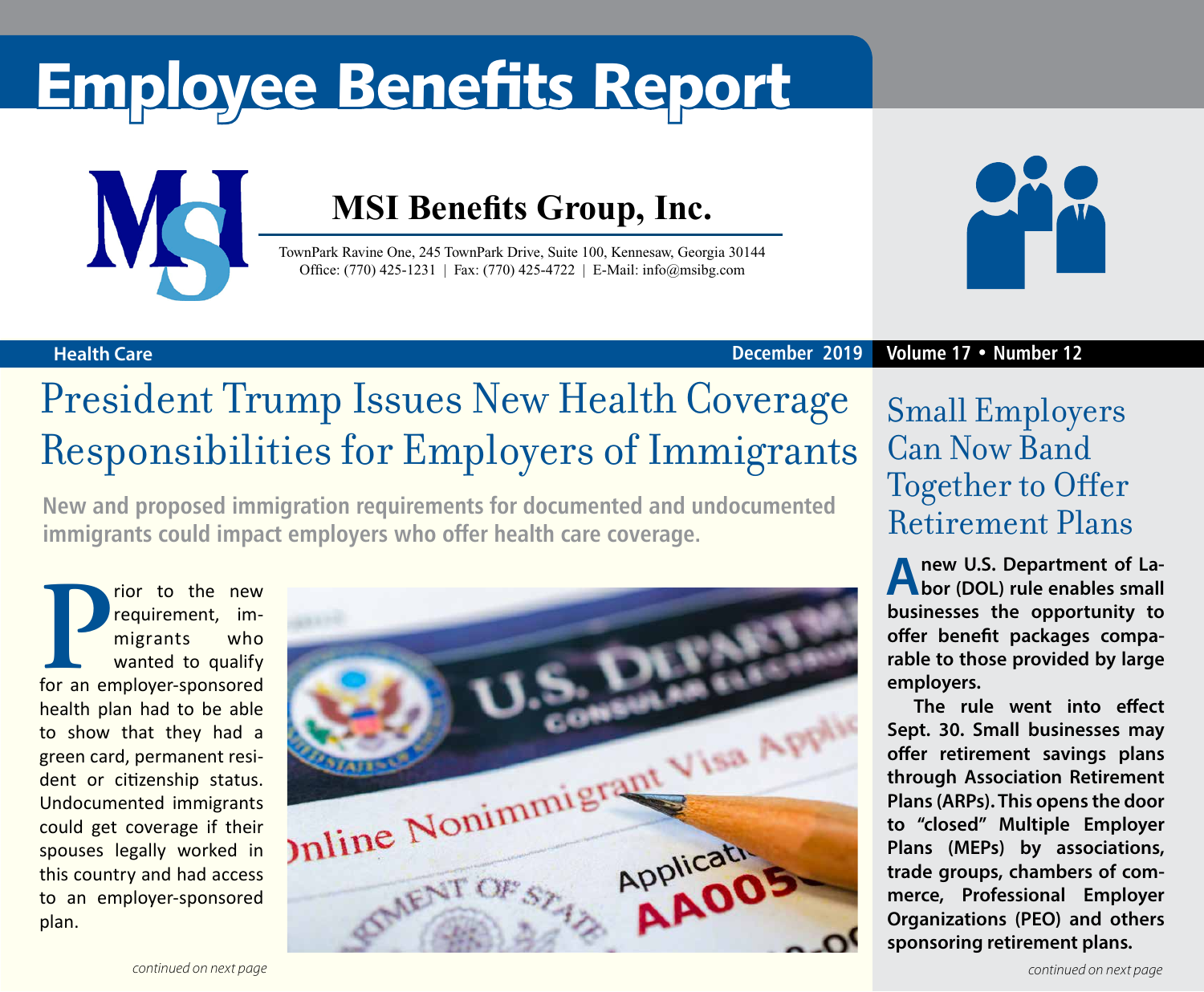# Employee Benefits Report

## MSI Benefits Group, Inc.

TownPark Ravine One, 245 TownPark Drive, Suite 100, Kennesaw, Georgia 30144
Office: (770) 425-1231 | Fax: (770) 425-4722 | E-Mail: info@msibg.com

**Health Care** **December 2019** **Volume 17 • Number 12**

# President Trump Issues New Health Coverage Responsibilities for Employers of Immigrants

**New and proposed immigration requirements for documented and undocumented immigrants could impact employers who offer health care coverage.**

Prior to the new requirement, immigrants who wanted to qualify for an employer-sponsored health plan had to be able to show that they had a green card, permanent resident or citizenship status. Undocumented immigrants could get coverage if their spouses legally worked in this country and had access to an employer-sponsored plan.

*continued on next page*

# Small Employers Can Now Band Together to Offer Retirement Plans

**A new U.S. Department of Labor (DOL) rule enables small businesses the opportunity to offer benefit packages comparable to those provided by large employers.**

**The rule went into effect Sept. 30. Small businesses may offer retirement savings plans through Association Retirement Plans (ARPs). This opens the door to "closed" Multiple Employer Plans (MEPs) by associations, trade groups, chambers of commerce, Professional Employer Organizations (PEO) and others sponsoring retirement plans.**

*continued on next page*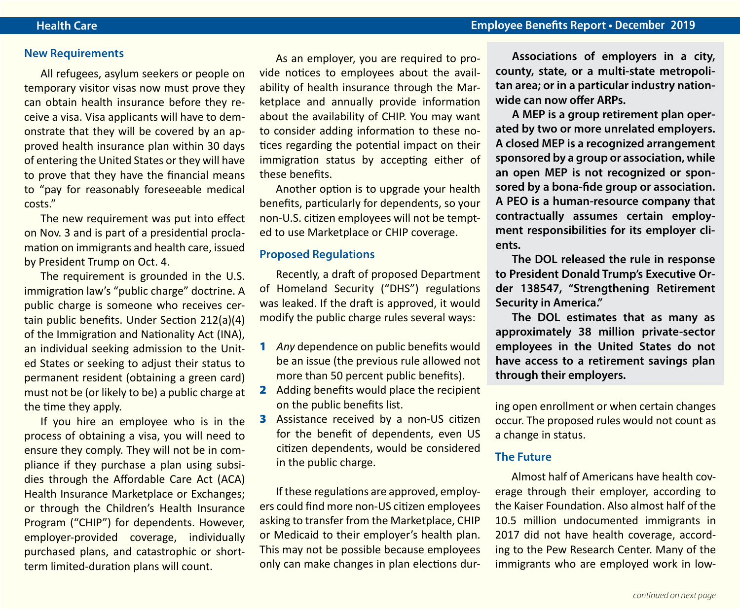## New Requirements

All refugees, asylum seekers or people on temporary visitor visas now must prove they can obtain health insurance before they receive a visa. Visa applicants will have to demonstrate that they will be covered by an approved health insurance plan within 30 days of entering the United States or they will have to prove that they have the financial means to "pay for reasonably foreseeable medical costs."

The new requirement was put into effect on Nov. 3 and is part of a presidential proclamation on immigrants and health care, issued by President Trump on Oct. 4.

The requirement is grounded in the U.S. immigration law's "public charge" doctrine. A public charge is someone who receives certain public benefits. Under Section 212(a)(4) of the Immigration and Nationality Act (INA), an individual seeking admission to the United States or seeking to adjust their status to permanent resident (obtaining a green card) must not be (or likely to be) a public charge at the time they apply.

If you hire an employee who is in the process of obtaining a visa, you will need to ensure they comply. They will not be in compliance if they purchase a plan using subsidies through the Affordable Care Act (ACA) Health Insurance Marketplace or Exchanges; or through the Children's Health Insurance Program ("CHIP") for dependents. However, employer-provided coverage, individually purchased plans, and catastrophic or short-term limited-duration plans will count.

As an employer, you are required to provide notices to employees about the availability of health insurance through the Marketplace and annually provide information about the availability of CHIP. You may want to consider adding information to these notices regarding the potential impact on their immigration status by accepting either of these benefits.

Another option is to upgrade your health benefits, particularly for dependents, so your non-U.S. citizen employees will not be tempted to use Marketplace or CHIP coverage.

## Proposed Regulations

Recently, a draft of proposed Department of Homeland Security ("DHS") regulations was leaked. If the draft is approved, it would modify the public charge rules several ways:

1. *Any* dependence on public benefits would be an issue (the previous rule allowed not more than 50 percent public benefits).
2. Adding benefits would place the recipient on the public benefits list.
3. Assistance received by a non-US citizen for the benefit of dependents, even US citizen dependents, would be considered in the public charge.

If these regulations are approved, employers could find more non-US citizen employees asking to transfer from the Marketplace, CHIP or Medicaid to their employer's health plan. This may not be possible because employees only can make changes in plan elections during open enrollment or when certain changes occur. The proposed rules would not count as a change in status.

**Associations of employers in a city, county, state, or a multi-state metropolitan area; or in a particular industry nationwide can now offer ARPs.**

**A MEP is a group retirement plan operated by two or more unrelated employers. A closed MEP is a recognized arrangement sponsored by a group or association, while an open MEP is not recognized or sponsored by a bona-fide group or association. A PEO is a human-resource company that contractually assumes certain employment responsibilities for its employer clients.**

**The DOL released the rule in response to President Donald Trump's Executive Order 138547, "Strengthening Retirement Security in America."**

**The DOL estimates that as many as approximately 38 million private-sector employees in the United States do not have access to a retirement savings plan through their employers.**

## The Future

Almost half of Americans have health coverage through their employer, according to the Kaiser Foundation. Also almost half of the 10.5 million undocumented immigrants in 2017 did not have health coverage, according to the Pew Research Center. Many of the immigrants who are employed work in low-

*continued on next page*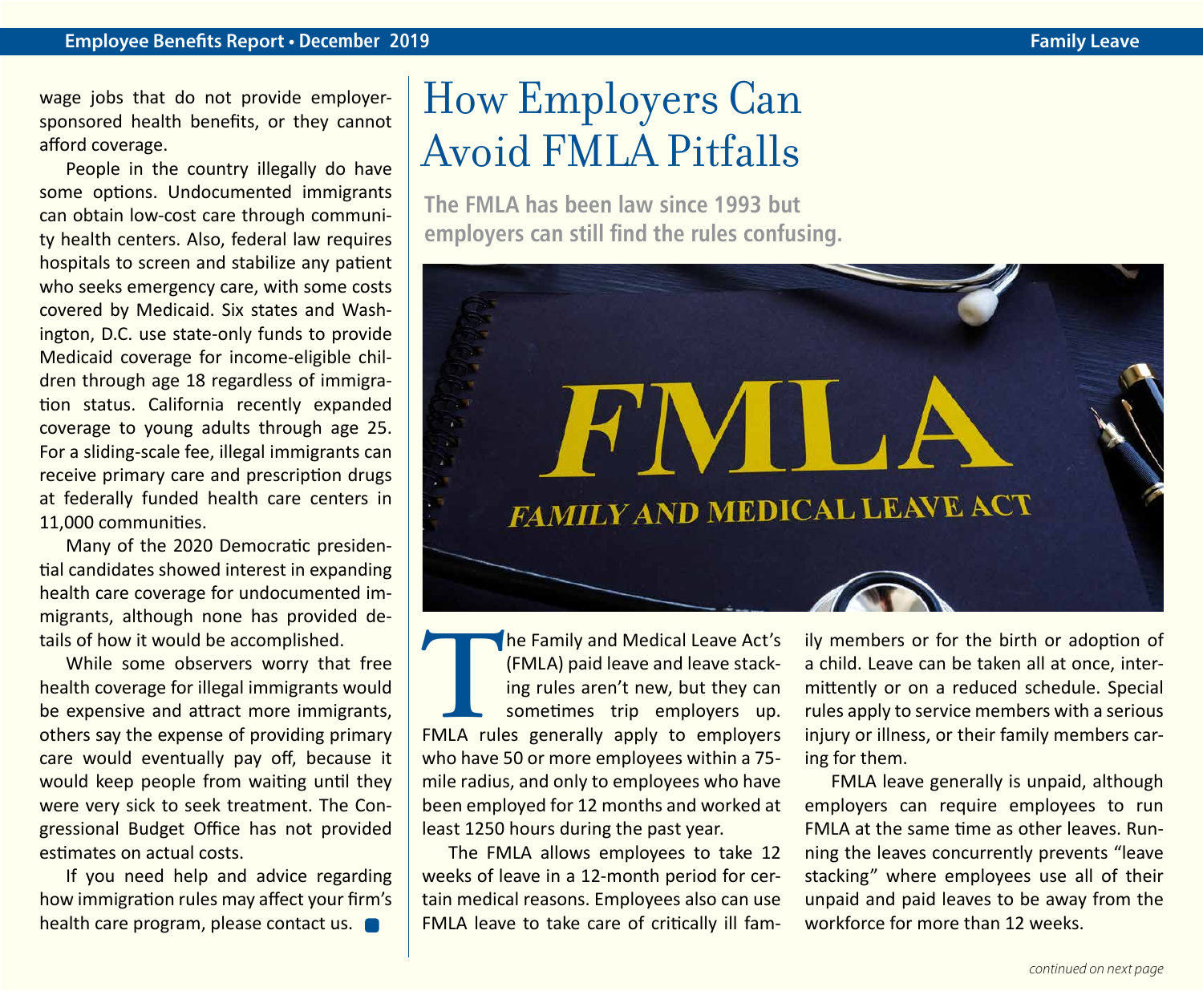wage jobs that do not provide employer-sponsored health benefits, or they cannot afford coverage.

People in the country illegally do have some options. Undocumented immigrants can obtain low-cost care through community health centers. Also, federal law requires hospitals to screen and stabilize any patient who seeks emergency care, with some costs covered by Medicaid. Six states and Washington, D.C. use state-only funds to provide Medicaid coverage for income-eligible children through age 18 regardless of immigration status. California recently expanded coverage to young adults through age 25. For a sliding-scale fee, illegal immigrants can receive primary care and prescription drugs at federally funded health care centers in 11,000 communities.

Many of the 2020 Democratic presidential candidates showed interest in expanding health care coverage for undocumented immigrants, although none has provided details of how it would be accomplished.

While some observers worry that free health coverage for illegal immigrants would be expensive and attract more immigrants, others say the expense of providing primary care would eventually pay off, because it would keep people from waiting until they were very sick to seek treatment. The Congressional Budget Office has not provided estimates on actual costs.

If you need help and advice regarding how immigration rules may affect your firm's health care program, please contact us.

# How Employers Can Avoid FMLA Pitfalls

**The FMLA has been law since 1993 but employers can still find the rules confusing.**

The Family and Medical Leave Act's (FMLA) paid leave and leave stacking rules aren't new, but they can sometimes trip employers up. FMLA rules generally apply to employers who have 50 or more employees within a 75-mile radius, and only to employees who have been employed for 12 months and worked at least 1250 hours during the past year.

The FMLA allows employees to take 12 weeks of leave in a 12-month period for certain medical reasons. Employees also can use FMLA leave to take care of critically ill family members or for the birth or adoption of a child. Leave can be taken all at once, intermittently or on a reduced schedule. Special rules apply to service members with a serious injury or illness, or their family members caring for them.

FMLA leave generally is unpaid, although employers can require employees to run FMLA at the same time as other leaves. Running the leaves concurrently prevents "leave stacking" where employees use all of their unpaid and paid leaves to be away from the workforce for more than 12 weeks.

*continued on next page*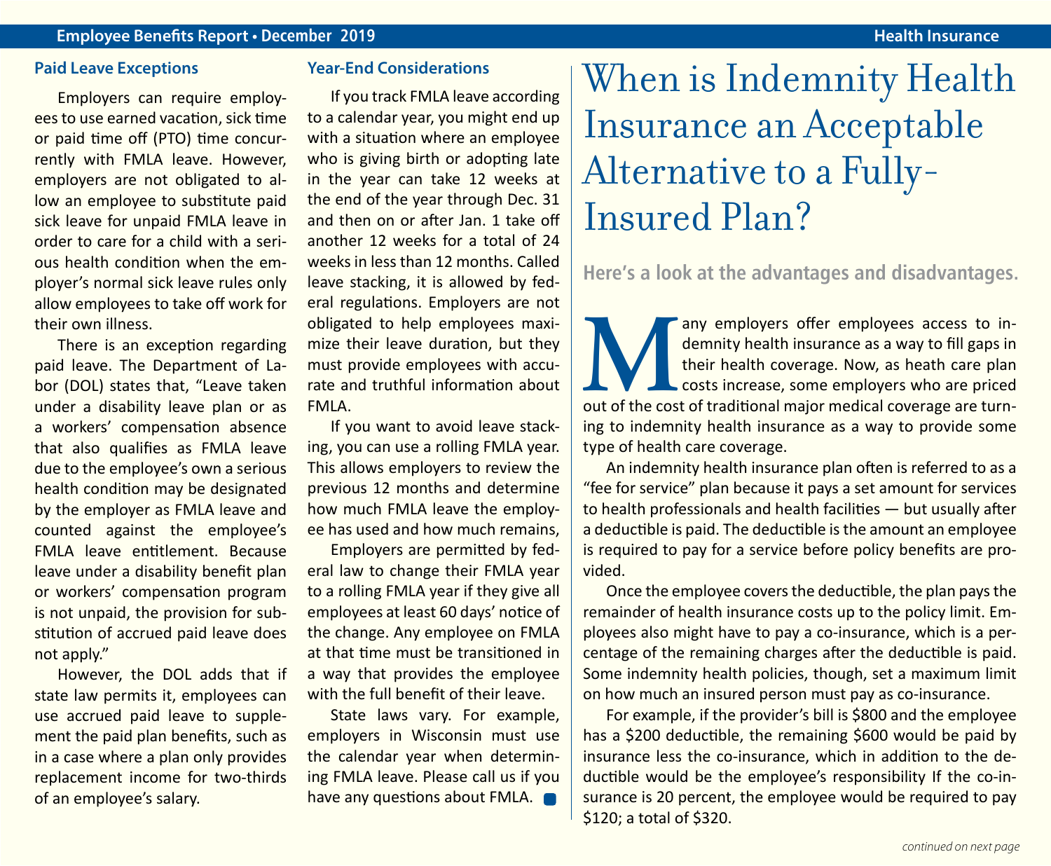### Paid Leave Exceptions

Employers can require employees to use earned vacation, sick time or paid time off (PTO) time concurrently with FMLA leave. However, employers are not obligated to allow an employee to substitute paid sick leave for unpaid FMLA leave in order to care for a child with a serious health condition when the employer's normal sick leave rules only allow employees to take off work for their own illness.

There is an exception regarding paid leave. The Department of Labor (DOL) states that, "Leave taken under a disability leave plan or as a workers' compensation absence that also qualifies as FMLA leave due to the employee's own a serious health condition may be designated by the employer as FMLA leave and counted against the employee's FMLA leave entitlement. Because leave under a disability benefit plan or workers' compensation program is not unpaid, the provision for substitution of accrued paid leave does not apply."

However, the DOL adds that if state law permits it, employees can use accrued paid leave to supplement the paid plan benefits, such as in a case where a plan only provides replacement income for two-thirds of an employee's salary.

### Year-End Considerations

If you track FMLA leave according to a calendar year, you might end up with a situation where an employee who is giving birth or adopting late in the year can take 12 weeks at the end of the year through Dec. 31 and then on or after Jan. 1 take off another 12 weeks for a total of 24 weeks in less than 12 months. Called leave stacking, it is allowed by federal regulations. Employers are not obligated to help employees maximize their leave duration, but they must provide employees with accurate and truthful information about FMLA.

If you want to avoid leave stacking, you can use a rolling FMLA year. This allows employers to review the previous 12 months and determine how much FMLA leave the employee has used and how much remains,

Employers are permitted by federal law to change their FMLA year to a rolling FMLA year if they give all employees at least 60 days' notice of the change. Any employee on FMLA at that time must be transitioned in a way that provides the employee with the full benefit of their leave.

State laws vary. For example, employers in Wisconsin must use the calendar year when determining FMLA leave. Please call us if you have any questions about FMLA.

# When is Indemnity Health Insurance an Acceptable Alternative to a Fully-Insured Plan?

**Here's a look at the advantages and disadvantages.**

Many employers offer employees access to indemnity health insurance as a way to fill gaps in their health coverage. Now, as heath care plan costs increase, some employers who are priced out of the cost of traditional major medical coverage are turning to indemnity health insurance as a way to provide some type of health care coverage.

An indemnity health insurance plan often is referred to as a "fee for service" plan because it pays a set amount for services to health professionals and health facilities — but usually after a deductible is paid. The deductible is the amount an employee is required to pay for a service before policy benefits are provided.

Once the employee covers the deductible, the plan pays the remainder of health insurance costs up to the policy limit. Employees also might have to pay a co-insurance, which is a percentage of the remaining charges after the deductible is paid. Some indemnity health policies, though, set a maximum limit on how much an insured person must pay as co-insurance.

For example, if the provider's bill is $800 and the employee has a $200 deductible, the remaining $600 would be paid by insurance less the co-insurance, which in addition to the deductible would be the employee's responsibility If the co-insurance is 20 percent, the employee would be required to pay $120; a total of $320.

*continued on next page*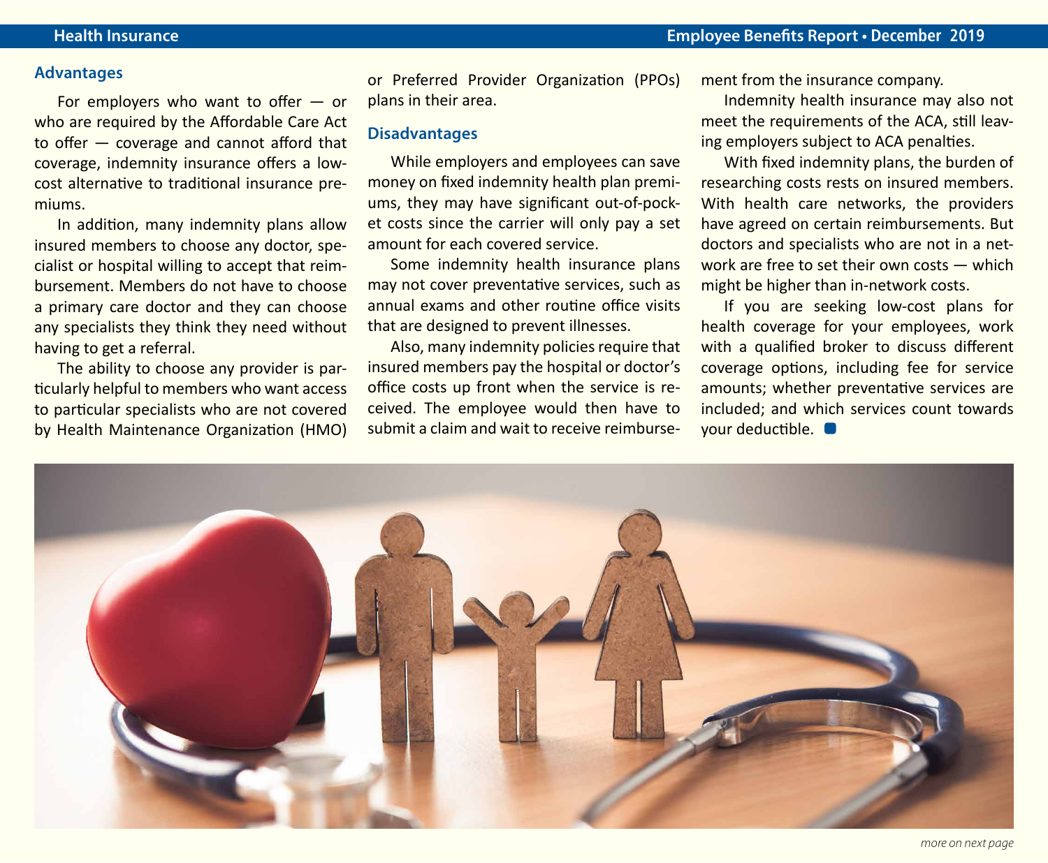## Advantages

For employers who want to offer — or who are required by the Affordable Care Act to offer — coverage and cannot afford that coverage, indemnity insurance offers a low-cost alternative to traditional insurance premiums.

In addition, many indemnity plans allow insured members to choose any doctor, specialist or hospital willing to accept that reimbursement. Members do not have to choose a primary care doctor and they can choose any specialists they think they need without having to get a referral.

The ability to choose any provider is particularly helpful to members who want access to particular specialists who are not covered by Health Maintenance Organization (HMO) or Preferred Provider Organization (PPOs) plans in their area.

## Disadvantages

While employers and employees can save money on fixed indemnity health plan premiums, they may have significant out-of-pocket costs since the carrier will only pay a set amount for each covered service.

Some indemnity health insurance plans may not cover preventative services, such as annual exams and other routine office visits that are designed to prevent illnesses.

Also, many indemnity policies require that insured members pay the hospital or doctor's office costs up front when the service is received. The employee would then have to submit a claim and wait to receive reimbursement from the insurance company.

Indemnity health insurance may also not meet the requirements of the ACA, still leaving employers subject to ACA penalties.

With fixed indemnity plans, the burden of researching costs rests on insured members. With health care networks, the providers have agreed on certain reimbursements. But doctors and specialists who are not in a network are free to set their own costs — which might be higher than in-network costs.

If you are seeking low-cost plans for health coverage for your employees, work with a qualified broker to discuss different coverage options, including fee for service amounts; whether preventative services are included; and which services count towards your deductible.

*more on next page*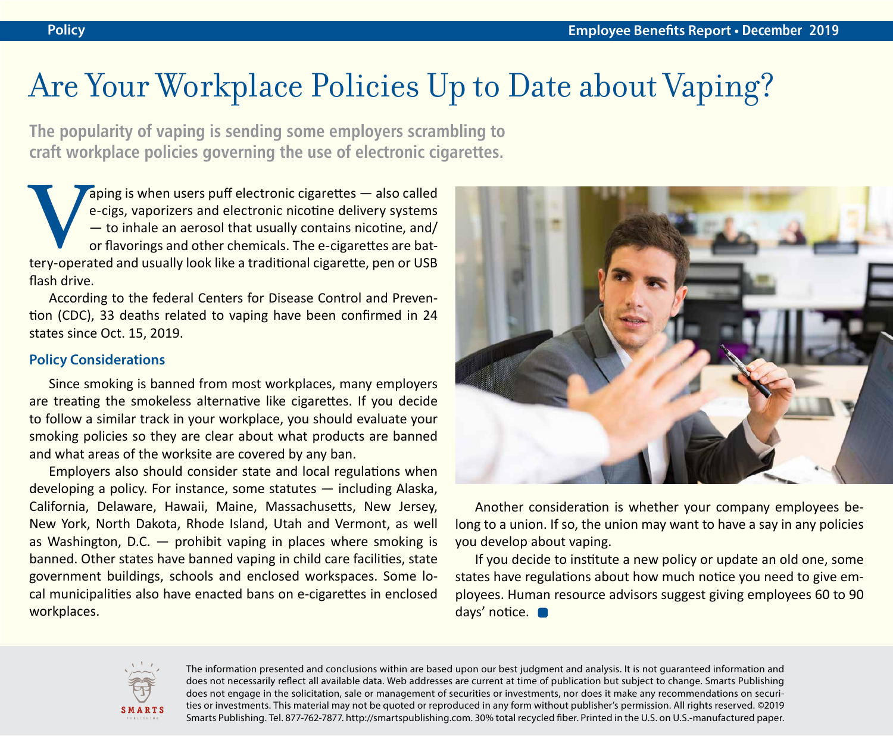# Are Your Workplace Policies Up to Date about Vaping?

**The popularity of vaping is sending some employers scrambling to craft workplace policies governing the use of electronic cigarettes.**

Vaping is when users puff electronic cigarettes — also called e-cigs, vaporizers and electronic nicotine delivery systems — to inhale an aerosol that usually contains nicotine, and/or flavorings and other chemicals. The e-cigarettes are battery-operated and usually look like a traditional cigarette, pen or USB flash drive.

According to the federal Centers for Disease Control and Prevention (CDC), 33 deaths related to vaping have been confirmed in 24 states since Oct. 15, 2019.

## Policy Considerations

Since smoking is banned from most workplaces, many employers are treating the smokeless alternative like cigarettes. If you decide to follow a similar track in your workplace, you should evaluate your smoking policies so they are clear about what products are banned and what areas of the worksite are covered by any ban.

Employers also should consider state and local regulations when developing a policy. For instance, some statutes — including Alaska, California, Delaware, Hawaii, Maine, Massachusetts, New Jersey, New York, North Dakota, Rhode Island, Utah and Vermont, as well as Washington, D.C. — prohibit vaping in places where smoking is banned. Other states have banned vaping in child care facilities, state government buildings, schools and enclosed workspaces. Some local municipalities also have enacted bans on e-cigarettes in enclosed workplaces.

Another consideration is whether your company employees belong to a union. If so, the union may want to have a say in any policies you develop about vaping.

If you decide to institute a new policy or update an old one, some states have regulations about how much notice you need to give employees. Human resource advisors suggest giving employees 60 to 90 days' notice.

The information presented and conclusions within are based upon our best judgment and analysis. It is not guaranteed information and does not necessarily reflect all available data. Web addresses are current at time of publication but subject to change. Smarts Publishing does not engage in the solicitation, sale or management of securities or investments, nor does it make any recommendations on securities or investments. This material may not be quoted or reproduced in any form without publisher's permission. All rights reserved. ©2019 Smarts Publishing. Tel. 877-762-7877. http://smartspublishing.com. 30% total recycled fiber. Printed in the U.S. on U.S.-manufactured paper.